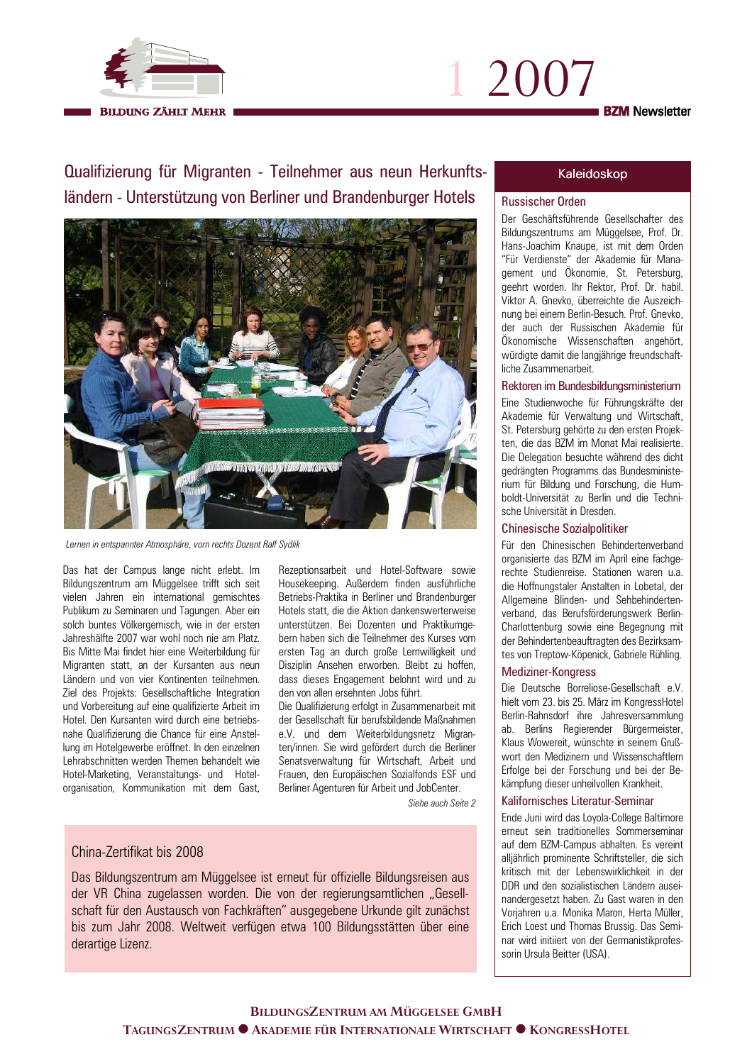BILDUNG ZÄHLT MEHR

1 2007

BZM Newsletter

## Qualifizierung für Migranten - Teilnehmer aus neun Herkunftsländern - Unterstützung von Berliner und Brandenburger Hotels

*Lernen in entspannter Atmosphäre, vorn rechts Dozent Ralf Sydlik*

Das hat der Campus lange nicht erlebt. Im Bildungszentrum am Müggelsee trifft sich seit vielen Jahren ein international gemischtes Publikum zu Seminaren und Tagungen. Aber ein solch buntes Völkergemisch, wie in der ersten Jahreshälfte 2007 war wohl noch nie am Platz. Bis Mitte Mai findet hier eine Weiterbildung für Migranten statt, an der Kursanten aus neun Ländern und von vier Kontinenten teilnehmen. Ziel des Projekts: Gesellschaftliche Integration und Vorbereitung auf eine qualifizierte Arbeit im Hotel. Den Kursanten wird durch eine betriebsnahe Qualifizierung die Chance für eine Anstellung im Hotelgewerbe eröffnet. In den einzelnen Lehrabschnitten werden Themen behandelt wie Hotel-Marketing, Veranstaltungs- und Hotelorganisation, Kommunikation mit dem Gast, Rezeptionsarbeit und Hotel-Software sowie Housekeeping. Außerdem finden ausführliche Betriebs-Praktika in Berliner und Brandenburger Hotels statt, die die Aktion dankenswerterweise unterstützen. Bei Dozenten und Praktikumgebern haben sich die Teilnehmer des Kurses vom ersten Tag an durch große Lernwilligkeit und Disziplin Ansehen erworben. Bleibt zu hoffen, dass dieses Engagement belohnt wird und zu den von allen ersehnten Jobs führt.

Die Qualifizierung erfolgt in Zusammenarbeit mit der Gesellschaft für berufsbildende Maßnahmen e.V. und dem Weiterbildungsnetz Migranten/innen. Sie wird gefördert durch die Berliner Senatsverwaltung für Wirtschaft, Arbeit und Frauen, den Europäischen Sozialfonds ESF und Berliner Agenturen für Arbeit und JobCenter.

*Siehe auch Seite 2*

### China-Zertifikat bis 2008

Das Bildungszentrum am Müggelsee ist erneut für offizielle Bildungsreisen aus der VR China zugelassen worden. Die von der regierungsamtlichen „Gesellschaft für den Austausch von Fachkräften" ausgegebene Urkunde gilt zunächst bis zum Jahr 2008. Weltweit verfügen etwa 100 Bildungsstätten über eine derartige Lizenz.

## Kaleidoskop

### Russischer Orden

Der Geschäftsführende Gesellschafter des Bildungszentrums am Müggelsee, Prof. Dr. Hans-Joachim Knaupe, ist mit dem Orden "Für Verdienste" der Akademie für Management und Ökonomie, St. Petersburg, geehrt worden. Ihr Rektor, Prof. Dr. habil. Viktor A. Gnevko, überreichte die Auszeichnung bei einem Berlin-Besuch. Prof. Gnevko, der auch der Russischen Akademie für Ökonomische Wissenschaften angehört, würdigte damit die langjährige freundschaftliche Zusammenarbeit.

### Rektoren im Bundesbildungsministerium

Eine Studienwoche für Führungskräfte der Akademie für Verwaltung und Wirtschaft, St. Petersburg gehörte zu den ersten Projekten, die das BZM im Monat Mai realisierte. Die Delegation besuchte während des dicht gedrängten Programms das Bundesministerium für Bildung und Forschung, die Humboldt-Universität zu Berlin und die Technische Universität in Dresden.

### Chinesische Sozialpolitiker

Für den Chinesischen Behindertenverband organisierte das BZM im April eine fachgerechte Studienreise. Stationen waren u.a. die Hoffnungstaler Anstalten in Lobetal, der Allgemeine Blinden- und Sehbehindertenverband, das Berufsförderungswerk Berlin-Charlottenburg sowie eine Begegnung mit der Behindertenbeauftragten des Bezirksamtes von Treptow-Köpenick, Gabriele Rühling.

### Mediziner-Kongress

Die Deutsche Borreliose-Gesellschaft e.V. hielt vom 23. bis 25. März im KongressHotel Berlin-Rahnsdorf ihre Jahresversammlung ab. Berlins Regierender Bürgermeister, Klaus Wowereit, wünschte in seinem Grußwort den Medizinern und Wissenschaftlern Erfolge bei der Forschung und bei der Bekämpfung dieser unheilvollen Krankheit.

### Kalifornisches Literatur-Seminar

Ende Juni wird das Loyola-College Baltimore erneut sein traditionelles Sommerseminar auf dem BZM-Campus abhalten. Es vereint alljährlich prominente Schriftsteller, die sich kritisch mit der Lebenswirklichkeit in der DDR und den sozialistischen Ländern auseinandergesetzt haben. Zu Gast waren in den Vorjahren u.a. Monika Maron, Herta Müller, Erich Loest und Thomas Brussig. Das Seminar wird initiiert von der Germanistikprofessorin Ursula Beitter (USA).

BILDUNGSZENTRUM AM MÜGGELSEE GMBH
TAGUNGSZENTRUM ● AKADEMIE FÜR INTERNATIONALE WIRTSCHAFT ● KONGRESSHOTEL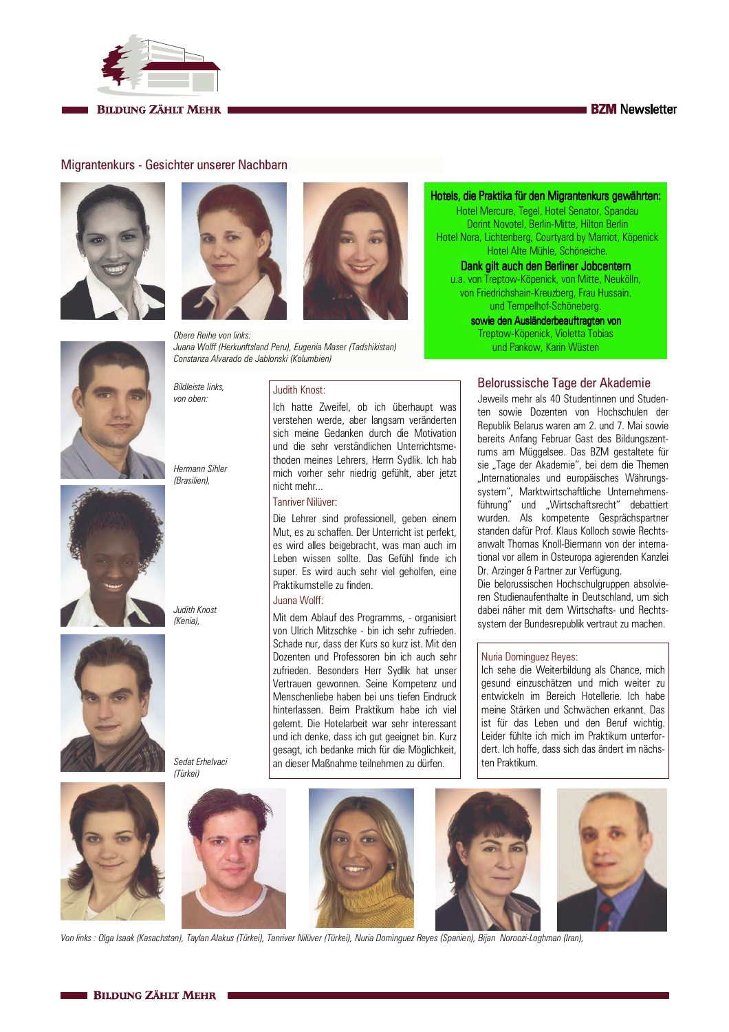## Migrantenkurs - Gesichter unserer Nachbarn

*Obere Reihe von links:*
*Juana Wolff (Herkunftsland Peru), Eugenia Maser (Tadshikistan)*
*Constanza Alvarado de Jablonski (Kolumbien)*

*Bildleiste links, von oben:*

*Hermann Sihler (Brasilien),*

*Judith Knost (Kenia),*

*Sedat Erhelvaci (Türkei)*

**Hotels, die Praktika für den Migrantenkurs gewährten:**
Hotel Mercure, Tegel, Hotel Senator, Spandau
Dorint Novotel, Berlin-Mitte, Hilton Berlin
Hotel Nora, Lichtenberg, Courtyard by Marriot, Köpenick
Hotel Alte Mühle, Schöneiche.

**Dank gilt auch den Berliner Jobcentern**
u.a. von Treptow-Köpenick, von Mitte, Neukölln,
von Friedrichshain-Kreuzberg, Frau Hussain.
und Tempelhof-Schöneberg.

**sowie den Ausländerbeauftragten von**
Treptow-Köpenick, Violetta Tobias
und Pankow, Karin Wüsten

### Judith Knost:

Ich hatte Zweifel, ob ich überhaupt was verstehen werde, aber langsam veränderten sich meine Gedanken durch die Motivation und die sehr verständlichen Unterrichtsmethoden meines Lehrers, Herrn Sydlik. Ich hab mich vorher sehr niedrig gefühlt, aber jetzt nicht mehr...

### Tanriver Nilüver:

Die Lehrer sind professionell, geben einem Mut, es zu schaffen. Der Unterricht ist perfekt, es wird alles beigebracht, was man auch im Leben wissen sollte. Das Gefühl finde ich super. Es wird auch sehr viel geholfen, eine Praktikumstelle zu finden.

### Juana Wolff:

Mit dem Ablauf des Programms, - organisiert von Ulrich Mitzschke - bin ich sehr zufrieden. Schade nur, dass der Kurs so kurz ist. Mit den Dozenten und Professoren bin ich auch sehr zufrieden. Besonders Herr Sydlik hat unser Vertrauen gewonnen. Seine Kompetenz und Menschenliebe haben bei uns tiefen Eindruck hinterlassen. Beim Praktikum habe ich viel gelernt. Die Hotelarbeit war sehr interessant und ich denke, dass ich gut geeignet bin. Kurz gesagt, ich bedanke mich für die Möglichkeit, an dieser Maßnahme teilnehmen zu dürfen.

## Belorussische Tage der Akademie

Jeweils mehr als 40 Studentinnen und Studenten sowie Dozenten von Hochschulen der Republik Belarus waren am 2. und 7. Mai sowie bereits Anfang Februar Gast des Bildungszentrums am Müggelsee. Das BZM gestaltete für sie „Tage der Akademie", bei dem die Themen „Internationales und europäisches Währungssystem", Marktwirtschaftliche Unternehmensführung" und „Wirtschaftsrecht" debattiert wurden. Als kompetente Gesprächspartner standen dafür Prof. Klaus Kolloch sowie Rechtsanwalt Thomas Knoll-Biermann von der international vor allem in Osteuropa agierenden Kanzlei Dr. Arzinger & Partner zur Verfügung.

Die belorussischen Hochschulgruppen absolvieren Studienaufenthalte in Deutschland, um sich dabei näher mit dem Wirtschafts- und Rechtssystem der Bundesrepublik vertraut zu machen.

### Nuria Dominguez Reyes:

Ich sehe die Weiterbildung als Chance, mich gesund einzuschätzen und mich weiter zu entwickeln im Bereich Hotellerie. Ich habe meine Stärken und Schwächen erkannt. Das ist für das Leben und den Beruf wichtig. Leider fühlte ich mich im Praktikum unterfordert. Ich hoffe, dass sich das ändert im nächsten Praktikum.

*Von links : Olga Isaak (Kasachstan), Taylan Alakus (Türkei), Tanriver Nilüver (Türkei), Nuria Dominguez Reyes (Spanien), Bijan Noroozi-Loghman (Iran),*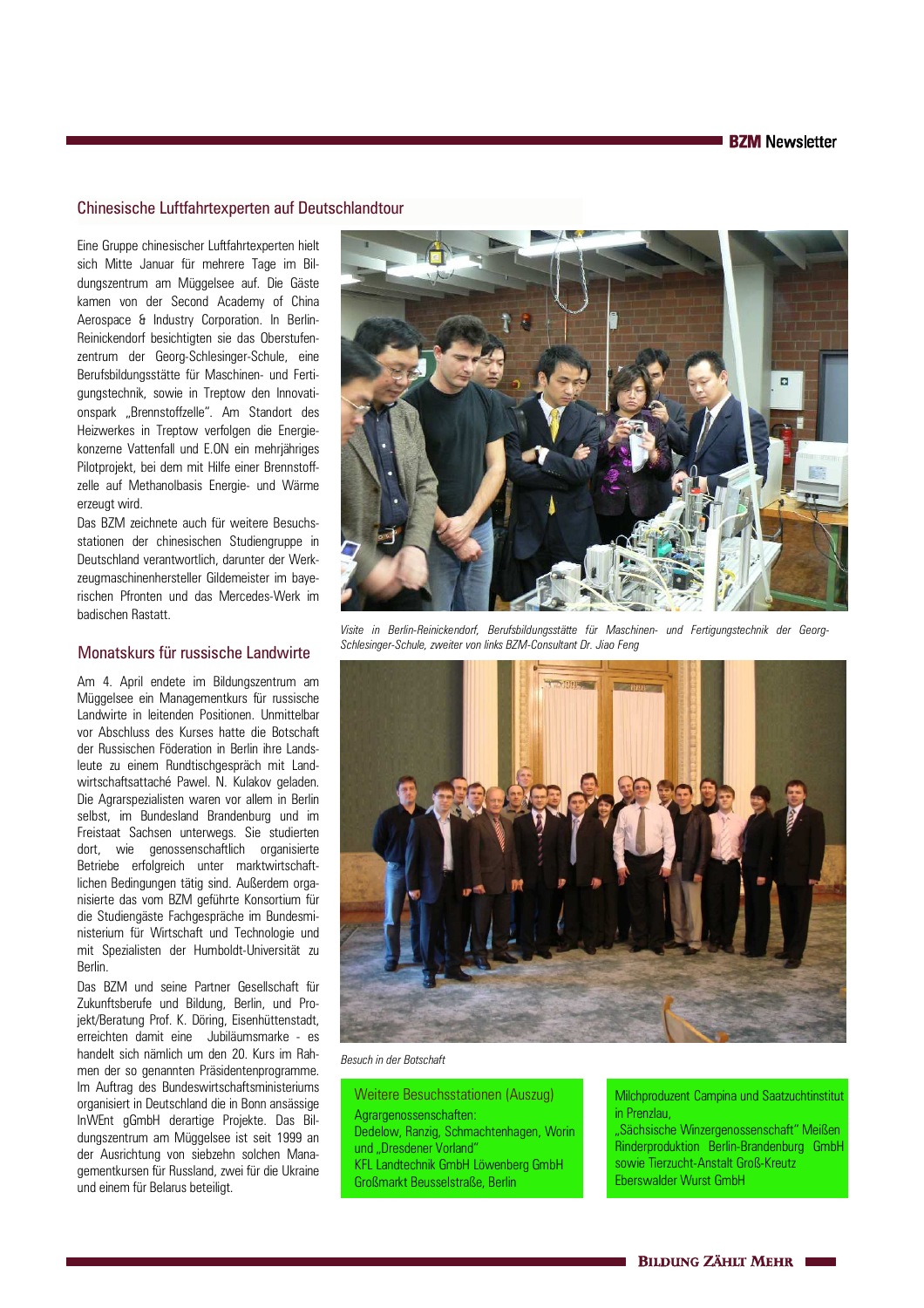## Chinesische Luftfahrtexperten auf Deutschlandtour

Eine Gruppe chinesischer Luftfahrtexperten hielt sich Mitte Januar für mehrere Tage im Bildungszentrum am Müggelsee auf. Die Gäste kamen von der Second Academy of China Aerospace & Industry Corporation. In Berlin-Reinickendorf besichtigten sie das Oberstufenzentrum der Georg-Schlesinger-Schule, eine Berufsbildungsstätte für Maschinen- und Fertigungstechnik, sowie in Treptow den Innovationspark „Brennstoffzelle". Am Standort des Heizwerkes in Treptow verfolgen die Energiekonzerne Vattenfall und E.ON ein mehrjähriges Pilotprojekt, bei dem mit Hilfe einer Brennstoffzelle auf Methanolbasis Energie- und Wärme erzeugt wird.

Das BZM zeichnete auch für weitere Besuchsstationen der chinesischen Studiengruppe in Deutschland verantwortlich, darunter der Werkzeugmaschinenhersteller Gildemeister im bayerischen Pfronten und das Mercedes-Werk im badischen Rastatt.

*Visite in Berlin-Reinickendorf, Berufsbildungsstätte für Maschinen- und Fertigungstechnik der Georg-Schlesinger-Schule, zweiter von links BZM-Consultant Dr. Jiao Feng*

## Monatskurs für russische Landwirte

Am 4. April endete im Bildungszentrum am Müggelsee ein Managementkurs für russische Landwirte in leitenden Positionen. Unmittelbar vor Abschluss des Kurses hatte die Botschaft der Russischen Föderation in Berlin ihre Landsleute zu einem Rundtischgespräch mit Landwirtschaftsattaché Pawel. N. Kulakov geladen. Die Agrarspezialisten waren vor allem in Berlin selbst, im Bundesland Brandenburg und im Freistaat Sachsen unterwegs. Sie studierten dort, wie genossenschaftlich organisierte Betriebe erfolgreich unter marktwirtschaftlichen Bedingungen tätig sind. Außerdem organisierte das vom BZM geführte Konsortium für die Studiengäste Fachgespräche im Bundesministerium für Wirtschaft und Technologie und mit Spezialisten der Humboldt-Universität zu Berlin.

Das BZM und seine Partner Gesellschaft für Zukunftsberufe und Bildung, Berlin, und Projekt/Beratung Prof. K. Döring, Eisenhüttenstadt, erreichten damit eine Jubiläumsmarke - es handelt sich nämlich um den 20. Kurs im Rahmen der so genannten Präsidentenprogramme. Im Auftrag des Bundeswirtschaftsministeriums organisiert in Deutschland die in Bonn ansässige InWEnt gGmbH derartige Projekte. Das Bildungszentrum am Müggelsee ist seit 1999 an der Ausrichtung von siebzehn solchen Managementkursen für Russland, zwei für die Ukraine und einem für Belarus beteiligt.

*Besuch in der Botschaft*

### Weitere Besuchsstationen (Auszug)

Agrargenossenschaften:
Dedelow, Ranzig, Schmachtenhagen, Worin und „Dresdener Vorland"
KFL Landtechnik GmbH Löwenberg GmbH
Großmarkt Beusselstraße, Berlin
Milchproduzent Campina und Saatzuchtinstitut in Prenzlau,
„Sächsische Winzergenossenschaft" Meißen
Rinderproduktion Berlin-Brandenburg GmbH sowie Tierzucht-Anstalt Groß-Kreutz
Eberswalder Wurst GmbH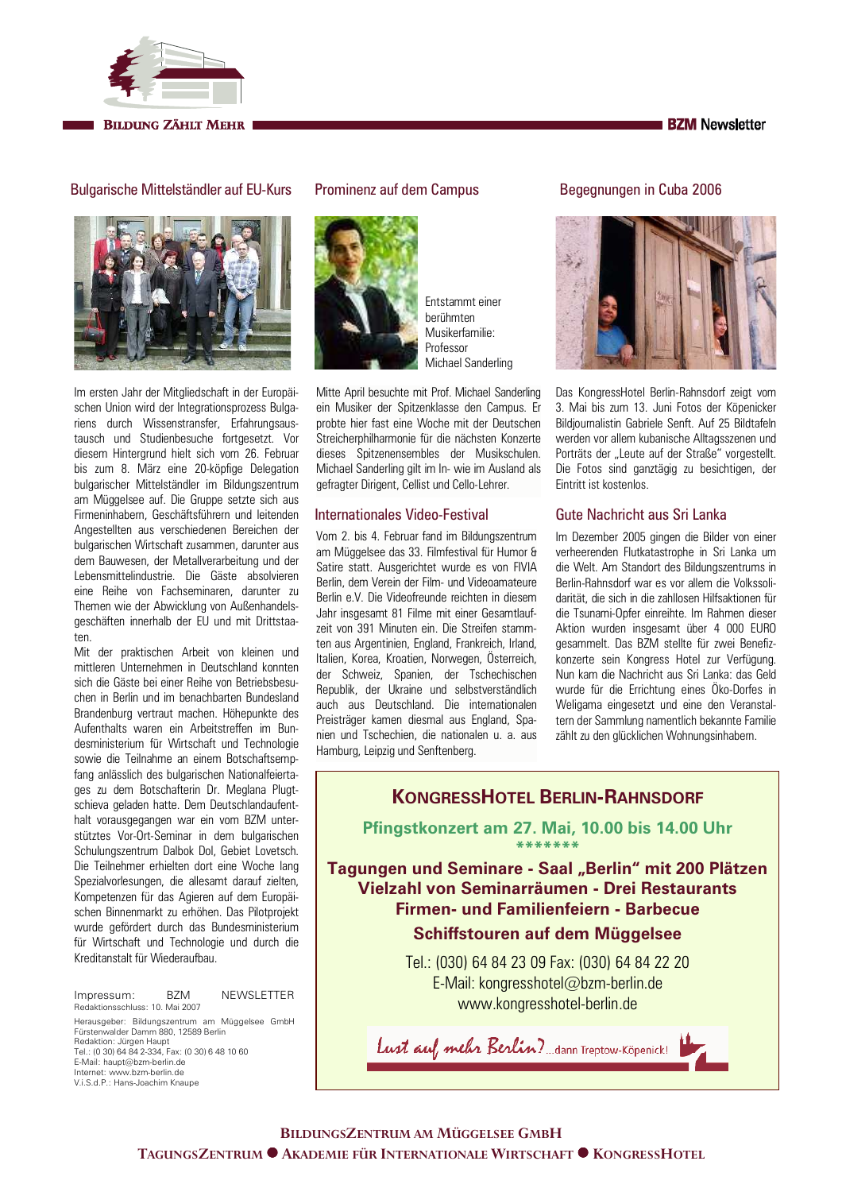## Bulgarische Mittelständler auf EU-Kurs

Im ersten Jahr der Mitgliedschaft in der Europäischen Union wird der Integrationsprozess Bulgariens durch Wissenstransfer, Erfahrungsaustausch und Studienbesuche fortgesetzt. Vor diesem Hintergrund hielt sich vom 26. Februar bis zum 8. März eine 20-köpfige Delegation bulgarischer Mittelständler im Bildungszentrum am Müggelsee auf. Die Gruppe setzte sich aus Firmeninhabern, Geschäftsführern und leitenden Angestellten aus verschiedenen Bereichen der bulgarischen Wirtschaft zusammen, darunter aus dem Bauwesen, der Metallverarbeitung und der Lebensmittelindustrie. Die Gäste absolvieren eine Reihe von Fachseminaren, darunter zu Themen wie der Abwicklung von Außenhandelsgeschäften innerhalb der EU und mit Drittstaaten.

Mit der praktischen Arbeit von kleinen und mittleren Unternehmen in Deutschland konnten sich die Gäste bei einer Reihe von Betriebsbesuchen in Berlin und im benachbarten Bundesland Brandenburg vertraut machen. Höhepunkte des Aufenthalts waren ein Arbeitstreffen im Bundesministerium für Wirtschaft und Technologie sowie die Teilnahme an einem Botschaftsempfang anlässlich des bulgarischen Nationalfeiertages zu dem Botschafterin Dr. Meglana Plugtschieva geladen hatte. Dem Deutschlandaufenthalt vorausgegangen war ein vom BZM unterstütztes Vor-Ort-Seminar in dem bulgarischen Schulungszentrum Dalbok Dol, Gebiet Lovetsch. Die Teilnehmer erhielten dort eine Woche lang Spezialvorlesungen, die allesamt darauf zielten, Kompetenzen für das Agieren auf dem Europäischen Binnenmarkt zu erhöhen. Das Pilotprojekt wurde gefördert durch das Bundesministerium für Wirtschaft und Technologie und durch die Kreditanstalt für Wiederaufbau.

## Prominenz auf dem Campus

Entstammt einer berühmten Musikerfamilie: Professor Michael Sanderling

Mitte April besuchte mit Prof. Michael Sanderling ein Musiker der Spitzenklasse den Campus. Er probte hier fast eine Woche mit der Deutschen Streicherphilharmonie für die nächsten Konzerte dieses Spitzenensembles der Musikschulen. Michael Sanderling gilt im In- wie im Ausland als gefragter Dirigent, Cellist und Cello-Lehrer.

## Internationales Video-Festival

Vom 2. bis 4. Februar fand im Bildungszentrum am Müggelsee das 33. Filmfestival für Humor & Satire statt. Ausgerichtet wurde es von FIVIA Berlin, dem Verein der Film- und Videoamateure Berlin e.V. Die Videofreunde reichten in diesem Jahr insgesamt 81 Filme mit einer Gesamtlaufzeit von 391 Minuten ein. Die Streifen stammten aus Argentinien, England, Frankreich, Irland, Italien, Korea, Kroatien, Norwegen, Österreich, der Schweiz, Spanien, der Tschechischen Republik, der Ukraine und selbstverständlich auch aus Deutschland. Die internationalen Preisträger kamen diesmal aus England, Spanien und Tschechien, die nationalen u. a. aus Hamburg, Leipzig und Senftenberg.

## Begegnungen in Cuba 2006

Das KongressHotel Berlin-Rahnsdorf zeigt vom 3. Mai bis zum 13. Juni Fotos der Köpenicker Bildjournalistin Gabriele Senft. Auf 25 Bildtafeln werden vor allem kubanische Alltagsszenen und Porträts der „Leute auf der Straße" vorgestellt. Die Fotos sind ganztägig zu besichtigen, der Eintritt ist kostenlos.

## Gute Nachricht aus Sri Lanka

Im Dezember 2005 gingen die Bilder von einer verheerenden Flutkatastrophe in Sri Lanka um die Welt. Am Standort des Bildungszentrums in Berlin-Rahnsdorf war es vor allem die Volkssolidarität, die sich in die zahllosen Hilfsaktionen für die Tsunami-Opfer einreihte. Im Rahmen dieser Aktion wurden insgesamt über 4 000 EURO gesammelt. Das BZM stellte für zwei Benefizkonzerte sein Kongress Hotel zur Verfügung. Nun kam die Nachricht aus Sri Lanka: das Geld wurde für die Errichtung eines Öko-Dorfes in Weligama eingesetzt und eine den Veranstaltern der Sammlung namentlich bekannte Familie zählt zu den glücklichen Wohnungsinhabern.

---

### KongressHotel Berlin-Rahnsdorf

**Pfingstkonzert am 27. Mai, 10.00 bis 14.00 Uhr**

*******

**Tagungen und Seminare - Saal „Berlin" mit 200 Plätzen**
**Vielzahl von Seminarräumen - Drei Restaurants**
**Firmen- und Familienfeiern - Barbecue**
**Schiffstouren auf dem Müggelsee**

Tel.: (030) 64 84 23 09 Fax: (030) 64 84 22 20
E-Mail: kongresshotel@bzm-berlin.de
www.kongresshotel-berlin.de

Lust auf mehr Berlin? ...dann Treptow-Köpenick!

---

Impressum: BZM NEWSLETTER
Redaktionsschluss: 10. Mai 2007

Herausgeber: Bildungszentrum am Müggelsee GmbH
Fürstenwalder Damm 880, 12589 Berlin
Redaktion: Jürgen Haupt
Tel.: (0 30) 64 84 2-334, Fax: (0 30) 6 48 10 60
E-Mail: haupt@bzm-berlin.de
Internet: www.bzm-berlin.de
V.i.S.d.P.: Hans-Joachim Knaupe

**Bildungszentrum am Müggelsee GmbH**
**Tagungszentrum ● Akademie für Internationale Wirtschaft ● KongressHotel**